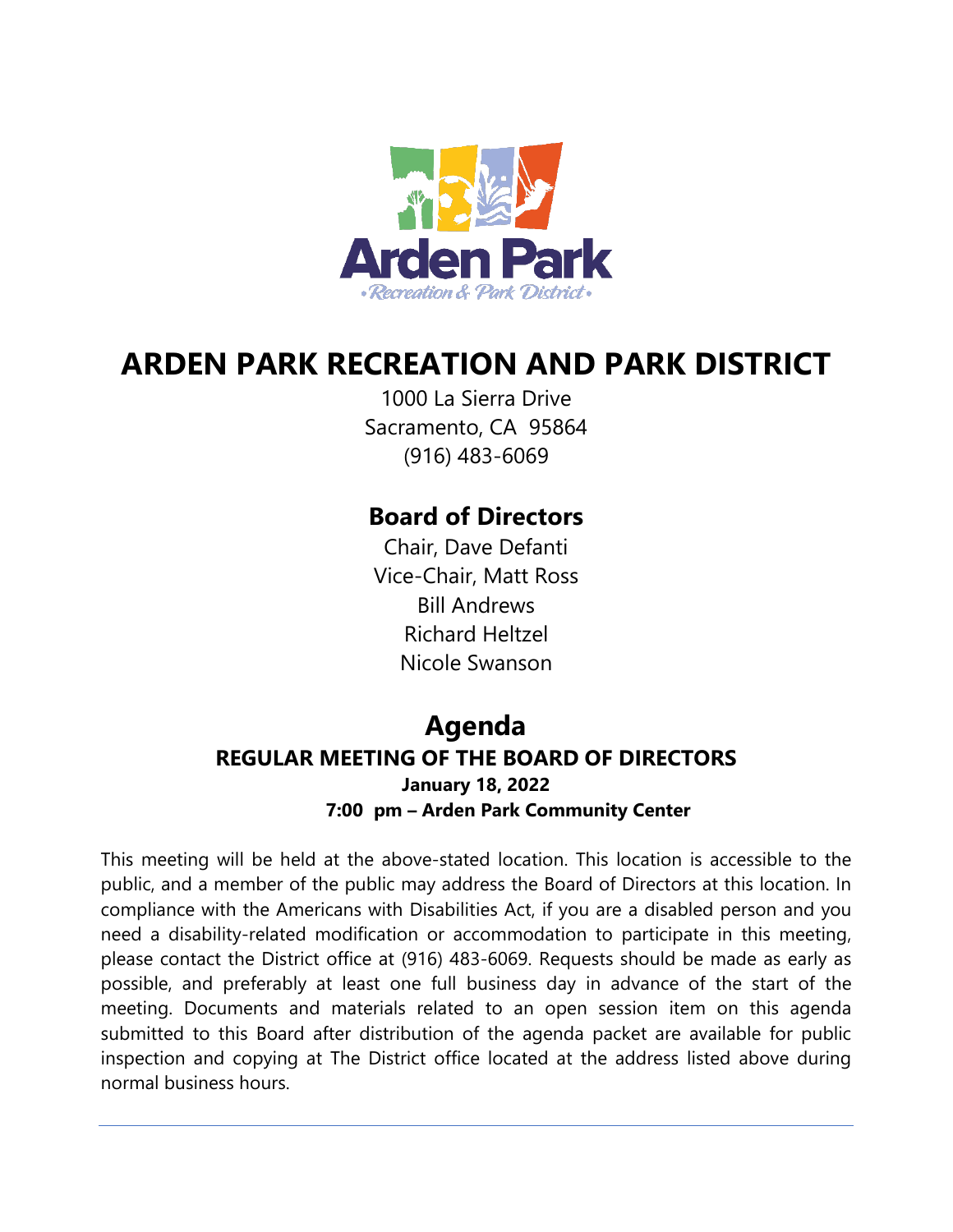# ARDEN PARK RECREATION AND PARK DISTRICT

1000 La Sierra Drive
Sacramento, CA 95864
(916) 483-6069

## Board of Directors

Chair, Dave Defanti
Vice-Chair, Matt Ross
Bill Andrews
Richard Heltzel
Nicole Swanson

## Agenda

### REGULAR MEETING OF THE BOARD OF DIRECTORS

**January 18, 2022**

**7:00 pm – Arden Park Community Center**

This meeting will be held at the above-stated location. This location is accessible to the public, and a member of the public may address the Board of Directors at this location. In compliance with the Americans with Disabilities Act, if you are a disabled person and you need a disability-related modification or accommodation to participate in this meeting, please contact the District office at (916) 483-6069. Requests should be made as early as possible, and preferably at least one full business day in advance of the start of the meeting. Documents and materials related to an open session item on this agenda submitted to this Board after distribution of the agenda packet are available for public inspection and copying at The District office located at the address listed above during normal business hours.

---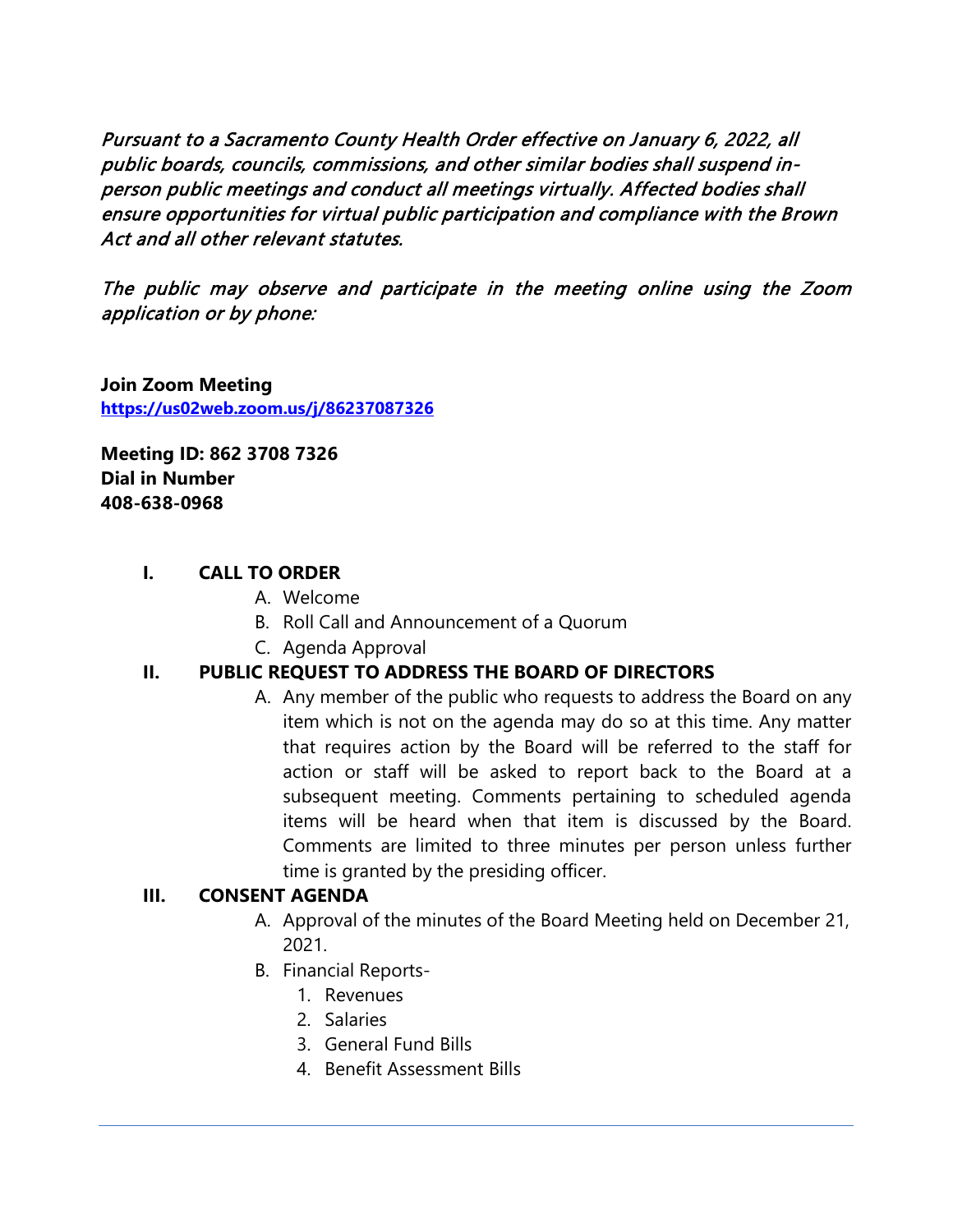*Pursuant to a Sacramento County Health Order effective on January 6, 2022, all public boards, councils, commissions, and other similar bodies shall suspend in-person public meetings and conduct all meetings virtually. Affected bodies shall ensure opportunities for virtual public participation and compliance with the Brown Act and all other relevant statutes.*

*The public may observe and participate in the meeting online using the Zoom application or by phone:*

**Join Zoom Meeting**
**https://us02web.zoom.us/j/86237087326**

**Meeting ID: 862 3708 7326**
**Dial in Number**
**408-638-0968**

## I. CALL TO ORDER

A. Welcome
B. Roll Call and Announcement of a Quorum
C. Agenda Approval

## II. PUBLIC REQUEST TO ADDRESS THE BOARD OF DIRECTORS

A. Any member of the public who requests to address the Board on any item which is not on the agenda may do so at this time. Any matter that requires action by the Board will be referred to the staff for action or staff will be asked to report back to the Board at a subsequent meeting. Comments pertaining to scheduled agenda items will be heard when that item is discussed by the Board. Comments are limited to three minutes per person unless further time is granted by the presiding officer.

## III. CONSENT AGENDA

A. Approval of the minutes of the Board Meeting held on December 21, 2021.
B. Financial Reports-
   1. Revenues
   2. Salaries
   3. General Fund Bills
   4. Benefit Assessment Bills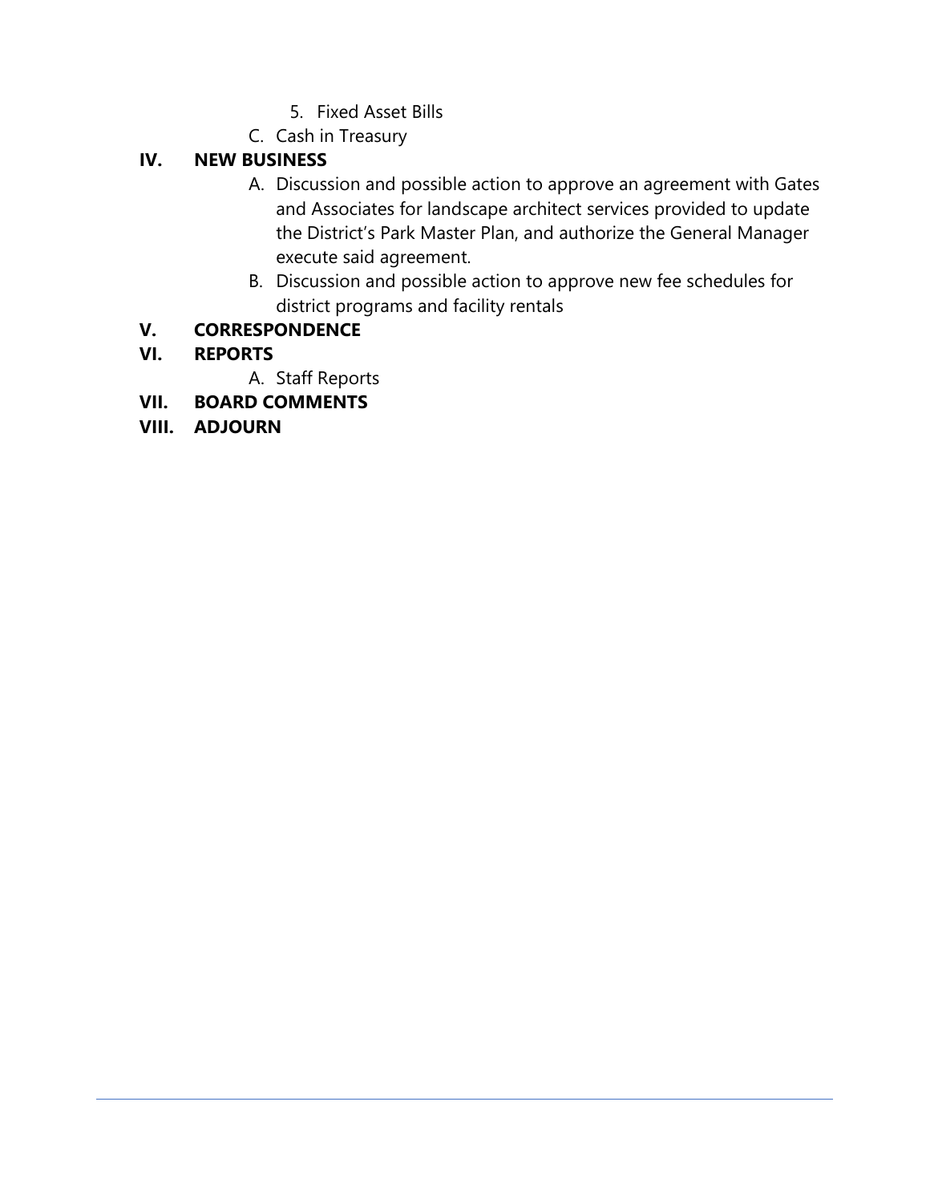5. Fixed Asset Bills

C. Cash in Treasury

**IV. NEW BUSINESS**

A. Discussion and possible action to approve an agreement with Gates and Associates for landscape architect services provided to update the District's Park Master Plan, and authorize the General Manager execute said agreement.

B. Discussion and possible action to approve new fee schedules for district programs and facility rentals

**V. CORRESPONDENCE**

**VI. REPORTS**

A. Staff Reports

**VII. BOARD COMMENTS**

**VIII. ADJOURN**